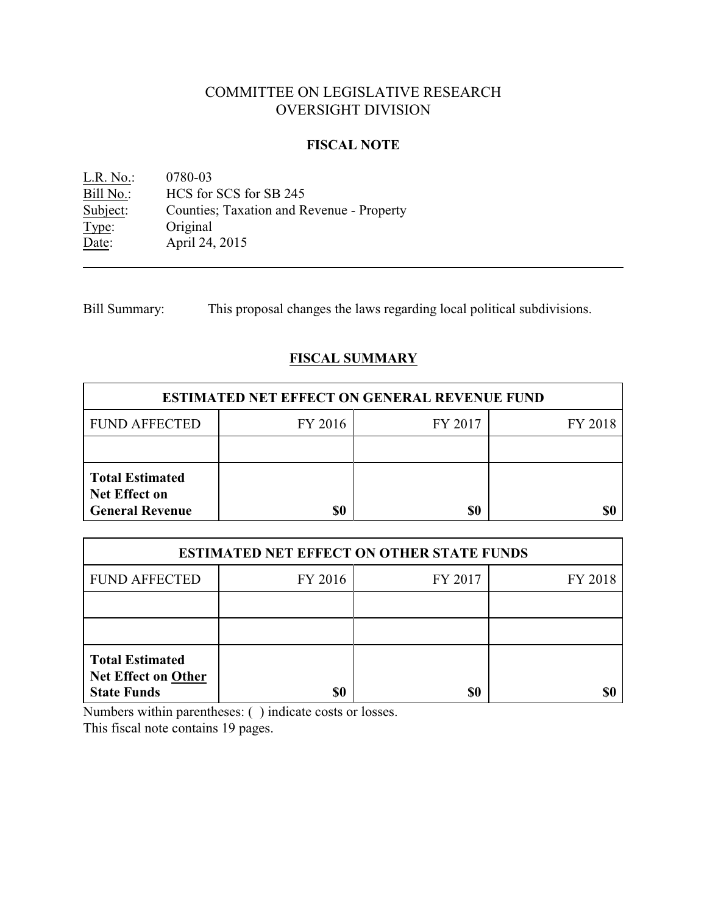# COMMITTEE ON LEGISLATIVE RESEARCH
# OVERSIGHT DIVISION

## FISCAL NOTE

L.R. No.: 0780-03
Bill No.: HCS for SCS for SB 245
Subject: Counties; Taxation and Revenue - Property
Type: Original
Date: April 24, 2015

---

Bill Summary: This proposal changes the laws regarding local political subdivisions.

## FISCAL SUMMARY

| ESTIMATED NET EFFECT ON GENERAL REVENUE FUND | | | |
|---|---|---|---|
| FUND AFFECTED | FY 2016 | FY 2017 | FY 2018 |
| | | | |
| **Total Estimated Net Effect on General Revenue** | **$0** | **$0** | **$0** |

| ESTIMATED NET EFFECT ON OTHER STATE FUNDS | | | |
|---|---|---|---|
| FUND AFFECTED | FY 2016 | FY 2017 | FY 2018 |
| | | | |
| | | | |
| **Total Estimated Net Effect on Other State Funds** | **$0** | **$0** | **$0** |

Numbers within parentheses: ( ) indicate costs or losses.
This fiscal note contains 19 pages.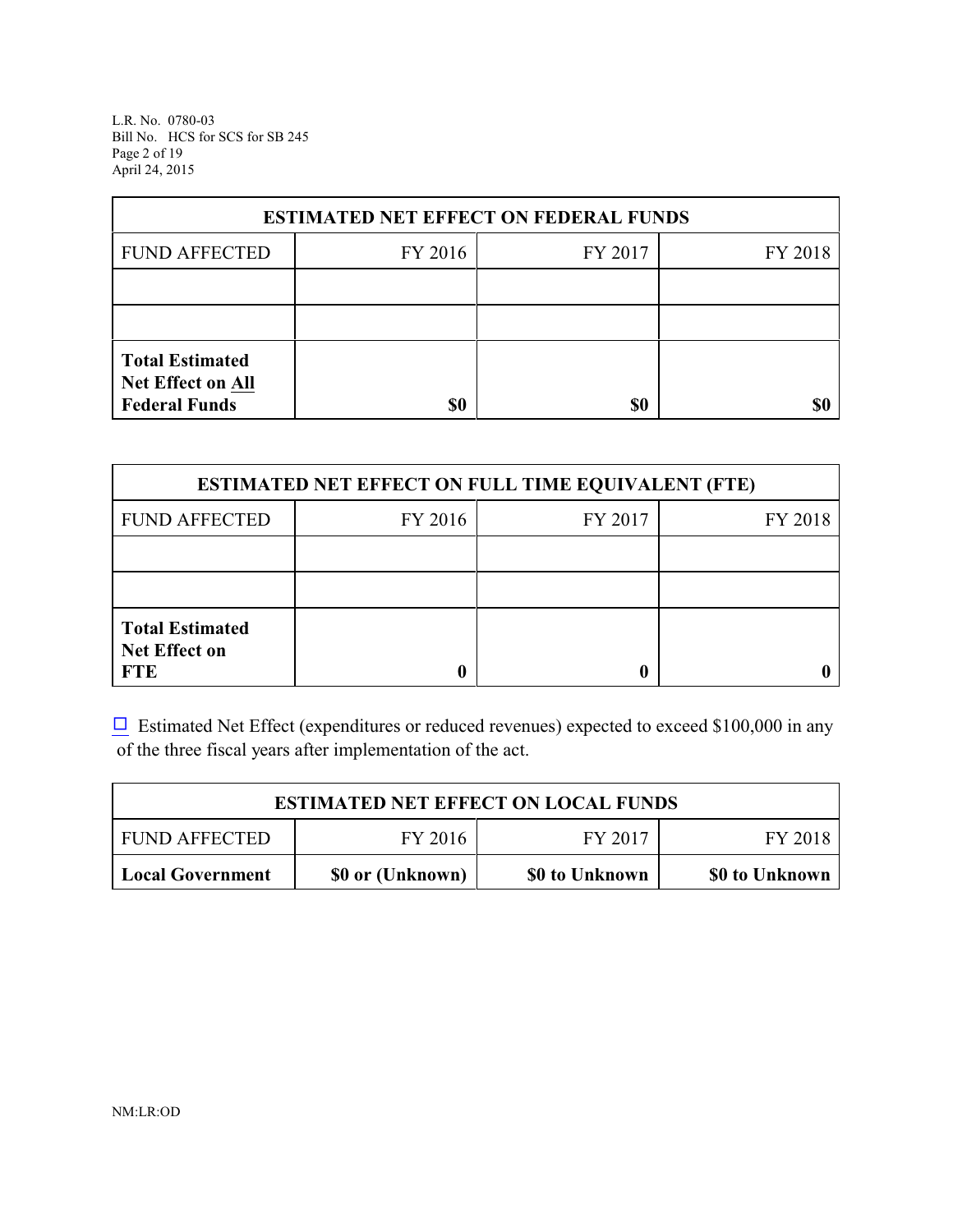| ESTIMATED NET EFFECT ON FEDERAL FUNDS | | | |
|---|---|---|---|
| FUND AFFECTED | FY 2016 | FY 2017 | FY 2018 |
| | | | |
| | | | |
| **Total Estimated Net Effect on All Federal Funds** | **$0** | **$0** | **$0** |

| ESTIMATED NET EFFECT ON FULL TIME EQUIVALENT (FTE) | | | |
|---|---|---|---|
| FUND AFFECTED | FY 2016 | FY 2017 | FY 2018 |
| | | | |
| | | | |
| **Total Estimated Net Effect on FTE** | **0** | **0** | **0** |

☐ Estimated Net Effect (expenditures or reduced revenues) expected to exceed $100,000 in any of the three fiscal years after implementation of the act.

| ESTIMATED NET EFFECT ON LOCAL FUNDS | | | |
|---|---|---|---|
| FUND AFFECTED | FY 2016 | FY 2017 | FY 2018 |
| **Local Government** | **$0 or (Unknown)** | **$0 to Unknown** | **$0 to Unknown** |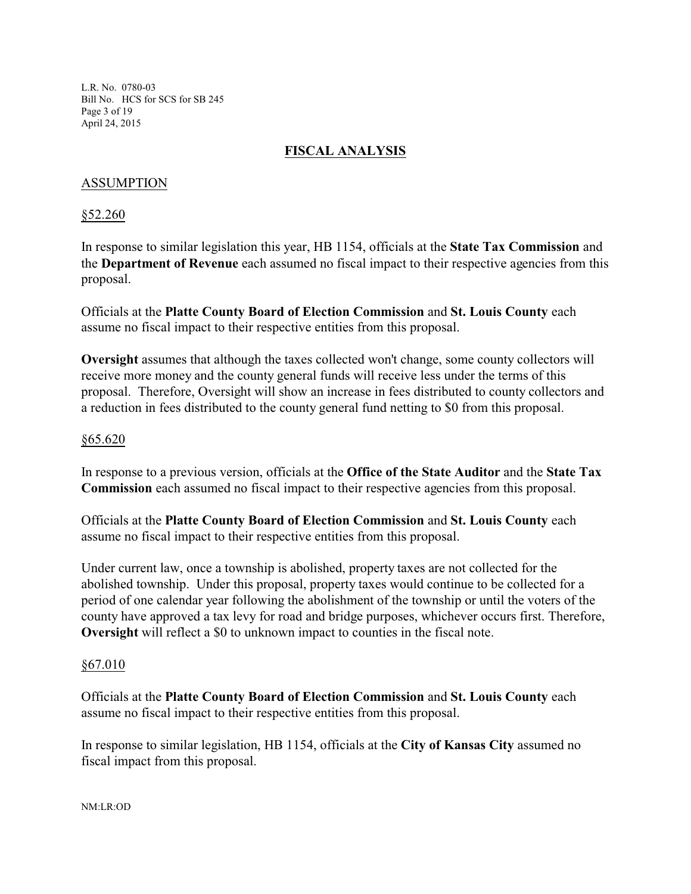## FISCAL ANALYSIS

### ASSUMPTION

§52.260

In response to similar legislation this year, HB 1154, officials at the **State Tax Commission** and the **Department of Revenue** each assumed no fiscal impact to their respective agencies from this proposal.

Officials at the **Platte County Board of Election Commission** and **St. Louis County** each assume no fiscal impact to their respective entities from this proposal.

**Oversight** assumes that although the taxes collected won't change, some county collectors will receive more money and the county general funds will receive less under the terms of this proposal. Therefore, Oversight will show an increase in fees distributed to county collectors and a reduction in fees distributed to the county general fund netting to $0 from this proposal.

§65.620

In response to a previous version, officials at the **Office of the State Auditor** and the **State Tax Commission** each assumed no fiscal impact to their respective agencies from this proposal.

Officials at the **Platte County Board of Election Commission** and **St. Louis County** each assume no fiscal impact to their respective entities from this proposal.

Under current law, once a township is abolished, property taxes are not collected for the abolished township. Under this proposal, property taxes would continue to be collected for a period of one calendar year following the abolishment of the township or until the voters of the county have approved a tax levy for road and bridge purposes, whichever occurs first. Therefore, **Oversight** will reflect a $0 to unknown impact to counties in the fiscal note.

§67.010

Officials at the **Platte County Board of Election Commission** and **St. Louis County** each assume no fiscal impact to their respective entities from this proposal.

In response to similar legislation, HB 1154, officials at the **City of Kansas City** assumed no fiscal impact from this proposal.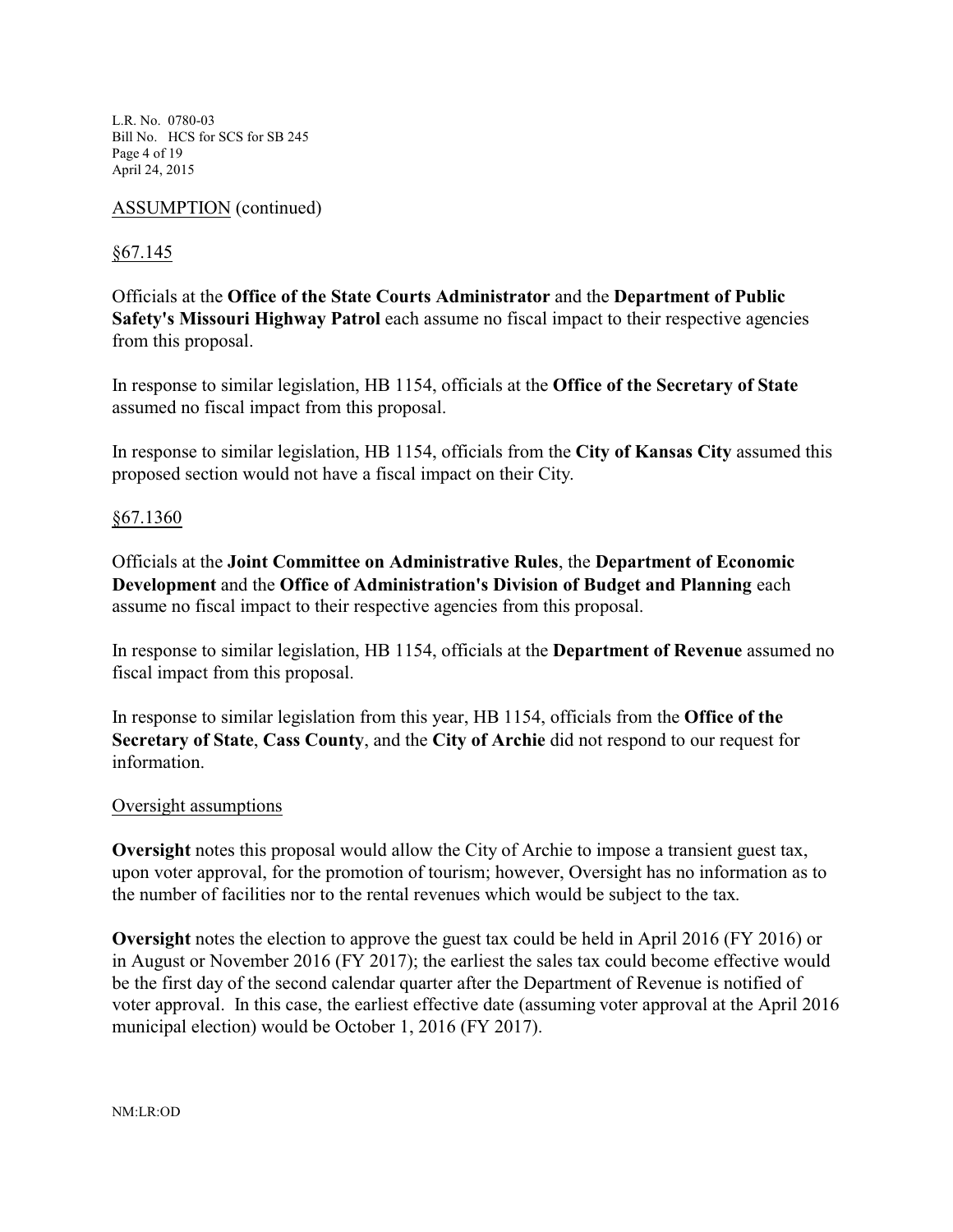ASSUMPTION (continued)

§67.145

Officials at the **Office of the State Courts Administrator** and the **Department of Public Safety's Missouri Highway Patrol** each assume no fiscal impact to their respective agencies from this proposal.

In response to similar legislation, HB 1154, officials at the **Office of the Secretary of State** assumed no fiscal impact from this proposal.

In response to similar legislation, HB 1154, officials from the **City of Kansas City** assumed this proposed section would not have a fiscal impact on their City.

§67.1360

Officials at the **Joint Committee on Administrative Rules**, the **Department of Economic Development** and the **Office of Administration's Division of Budget and Planning** each assume no fiscal impact to their respective agencies from this proposal.

In response to similar legislation, HB 1154, officials at the **Department of Revenue** assumed no fiscal impact from this proposal.

In response to similar legislation from this year, HB 1154, officials from the **Office of the Secretary of State**, **Cass County**, and the **City of Archie** did not respond to our request for information.

Oversight assumptions

**Oversight** notes this proposal would allow the City of Archie to impose a transient guest tax, upon voter approval, for the promotion of tourism; however, Oversight has no information as to the number of facilities nor to the rental revenues which would be subject to the tax.

**Oversight** notes the election to approve the guest tax could be held in April 2016 (FY 2016) or in August or November 2016 (FY 2017); the earliest the sales tax could become effective would be the first day of the second calendar quarter after the Department of Revenue is notified of voter approval. In this case, the earliest effective date (assuming voter approval at the April 2016 municipal election) would be October 1, 2016 (FY 2017).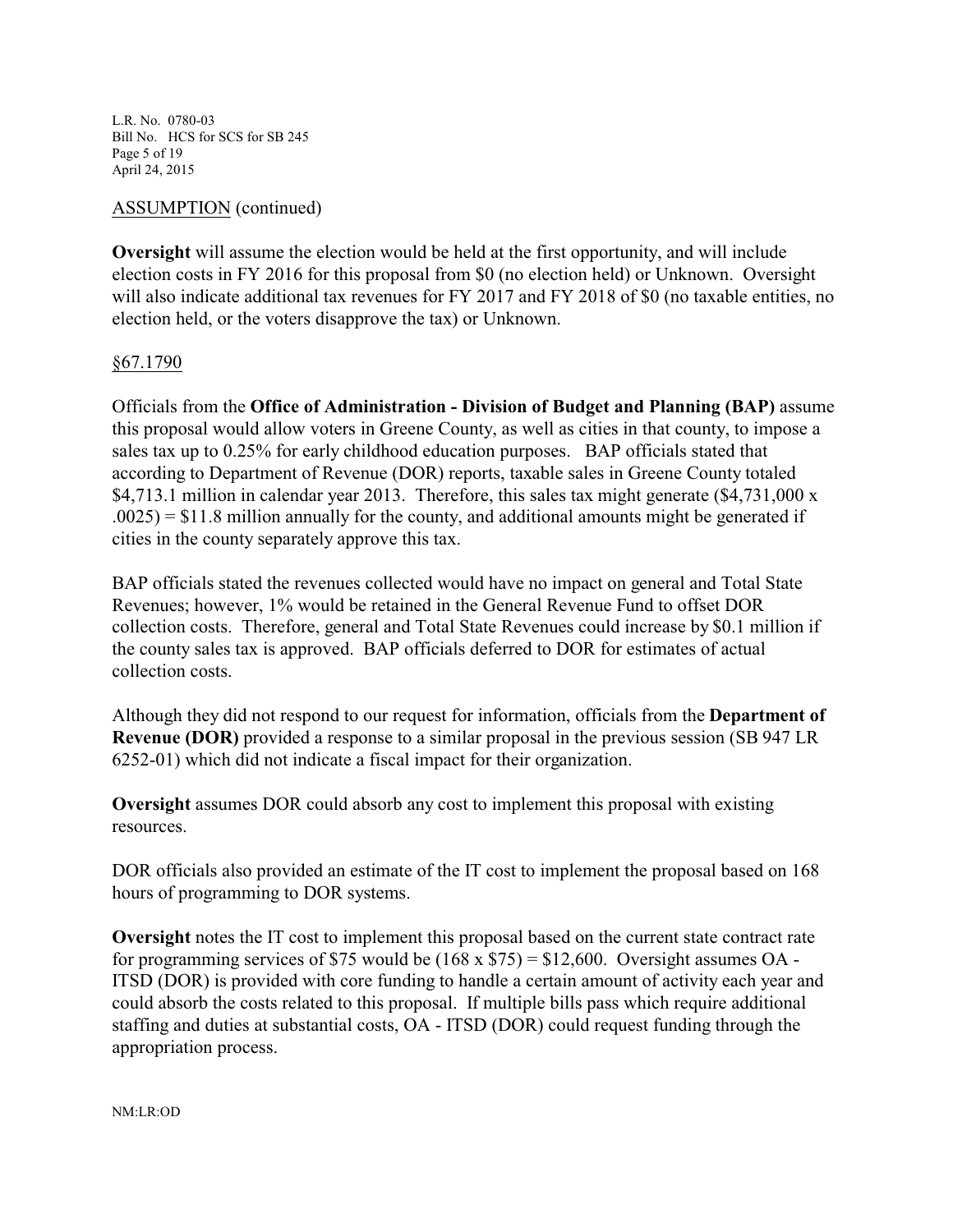ASSUMPTION (continued)

**Oversight** will assume the election would be held at the first opportunity, and will include election costs in FY 2016 for this proposal from $0 (no election held) or Unknown. Oversight will also indicate additional tax revenues for FY 2017 and FY 2018 of $0 (no taxable entities, no election held, or the voters disapprove the tax) or Unknown.

§67.1790

Officials from the **Office of Administration - Division of Budget and Planning (BAP)** assume this proposal would allow voters in Greene County, as well as cities in that county, to impose a sales tax up to 0.25% for early childhood education purposes. BAP officials stated that according to Department of Revenue (DOR) reports, taxable sales in Greene County totaled $4,713.1 million in calendar year 2013. Therefore, this sales tax might generate ($4,731,000 x .0025) = $11.8 million annually for the county, and additional amounts might be generated if cities in the county separately approve this tax.

BAP officials stated the revenues collected would have no impact on general and Total State Revenues; however, 1% would be retained in the General Revenue Fund to offset DOR collection costs. Therefore, general and Total State Revenues could increase by $0.1 million if the county sales tax is approved. BAP officials deferred to DOR for estimates of actual collection costs.

Although they did not respond to our request for information, officials from the **Department of Revenue (DOR)** provided a response to a similar proposal in the previous session (SB 947 LR 6252-01) which did not indicate a fiscal impact for their organization.

**Oversight** assumes DOR could absorb any cost to implement this proposal with existing resources.

DOR officials also provided an estimate of the IT cost to implement the proposal based on 168 hours of programming to DOR systems.

**Oversight** notes the IT cost to implement this proposal based on the current state contract rate for programming services of $75 would be (168 x $75) = $12,600. Oversight assumes OA - ITSD (DOR) is provided with core funding to handle a certain amount of activity each year and could absorb the costs related to this proposal. If multiple bills pass which require additional staffing and duties at substantial costs, OA - ITSD (DOR) could request funding through the appropriation process.

NM:LR:OD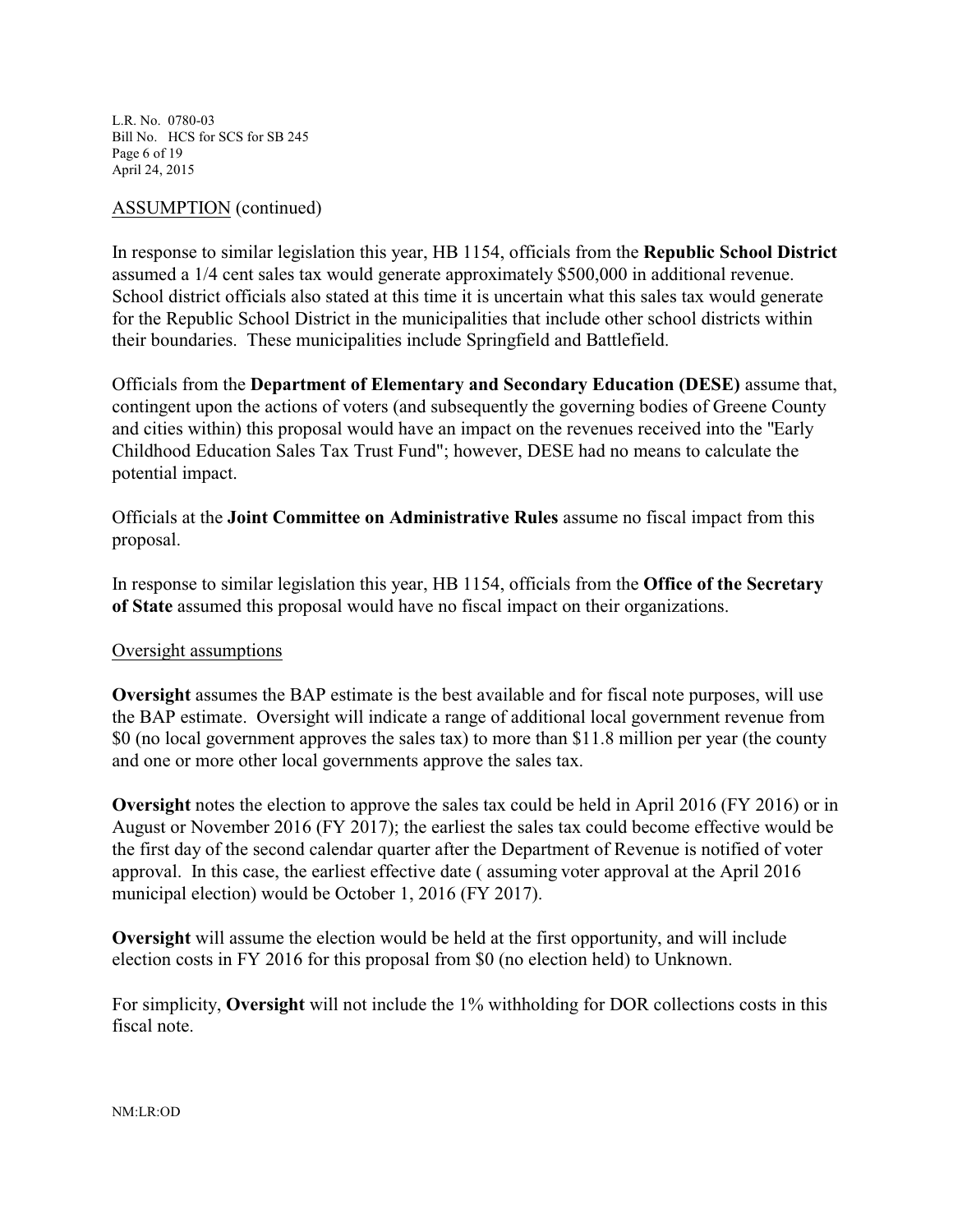ASSUMPTION (continued)

In response to similar legislation this year, HB 1154, officials from the **Republic School District** assumed a 1/4 cent sales tax would generate approximately $500,000 in additional revenue. School district officials also stated at this time it is uncertain what this sales tax would generate for the Republic School District in the municipalities that include other school districts within their boundaries. These municipalities include Springfield and Battlefield.

Officials from the **Department of Elementary and Secondary Education (DESE)** assume that, contingent upon the actions of voters (and subsequently the governing bodies of Greene County and cities within) this proposal would have an impact on the revenues received into the "Early Childhood Education Sales Tax Trust Fund"; however, DESE had no means to calculate the potential impact.

Officials at the **Joint Committee on Administrative Rules** assume no fiscal impact from this proposal.

In response to similar legislation this year, HB 1154, officials from the **Office of the Secretary of State** assumed this proposal would have no fiscal impact on their organizations.

Oversight assumptions

**Oversight** assumes the BAP estimate is the best available and for fiscal note purposes, will use the BAP estimate. Oversight will indicate a range of additional local government revenue from $0 (no local government approves the sales tax) to more than $11.8 million per year (the county and one or more other local governments approve the sales tax.

**Oversight** notes the election to approve the sales tax could be held in April 2016 (FY 2016) or in August or November 2016 (FY 2017); the earliest the sales tax could become effective would be the first day of the second calendar quarter after the Department of Revenue is notified of voter approval. In this case, the earliest effective date ( assuming voter approval at the April 2016 municipal election) would be October 1, 2016 (FY 2017).

**Oversight** will assume the election would be held at the first opportunity, and will include election costs in FY 2016 for this proposal from $0 (no election held) to Unknown.

For simplicity, **Oversight** will not include the 1% withholding for DOR collections costs in this fiscal note.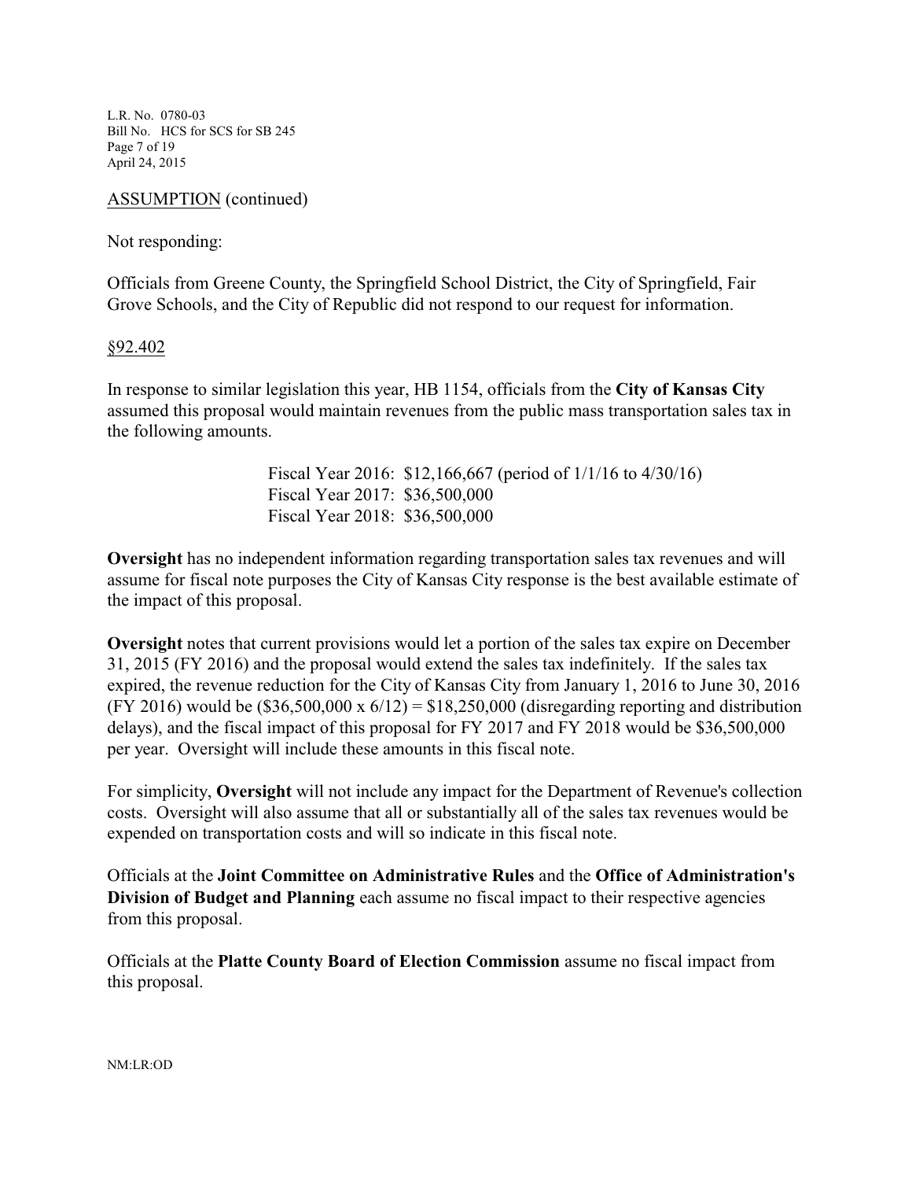ASSUMPTION (continued)

Not responding:

Officials from Greene County, the Springfield School District, the City of Springfield, Fair Grove Schools, and the City of Republic did not respond to our request for information.

§92.402

In response to similar legislation this year, HB 1154, officials from the **City of Kansas City** assumed this proposal would maintain revenues from the public mass transportation sales tax in the following amounts.

Fiscal Year 2016: $12,166,667 (period of 1/1/16 to 4/30/16)
Fiscal Year 2017: $36,500,000
Fiscal Year 2018: $36,500,000

**Oversight** has no independent information regarding transportation sales tax revenues and will assume for fiscal note purposes the City of Kansas City response is the best available estimate of the impact of this proposal.

**Oversight** notes that current provisions would let a portion of the sales tax expire on December 31, 2015 (FY 2016) and the proposal would extend the sales tax indefinitely. If the sales tax expired, the revenue reduction for the City of Kansas City from January 1, 2016 to June 30, 2016 (FY 2016) would be ($36,500,000 x 6/12) = $18,250,000 (disregarding reporting and distribution delays), and the fiscal impact of this proposal for FY 2017 and FY 2018 would be $36,500,000 per year. Oversight will include these amounts in this fiscal note.

For simplicity, **Oversight** will not include any impact for the Department of Revenue's collection costs. Oversight will also assume that all or substantially all of the sales tax revenues would be expended on transportation costs and will so indicate in this fiscal note.

Officials at the **Joint Committee on Administrative Rules** and the **Office of Administration's Division of Budget and Planning** each assume no fiscal impact to their respective agencies from this proposal.

Officials at the **Platte County Board of Election Commission** assume no fiscal impact from this proposal.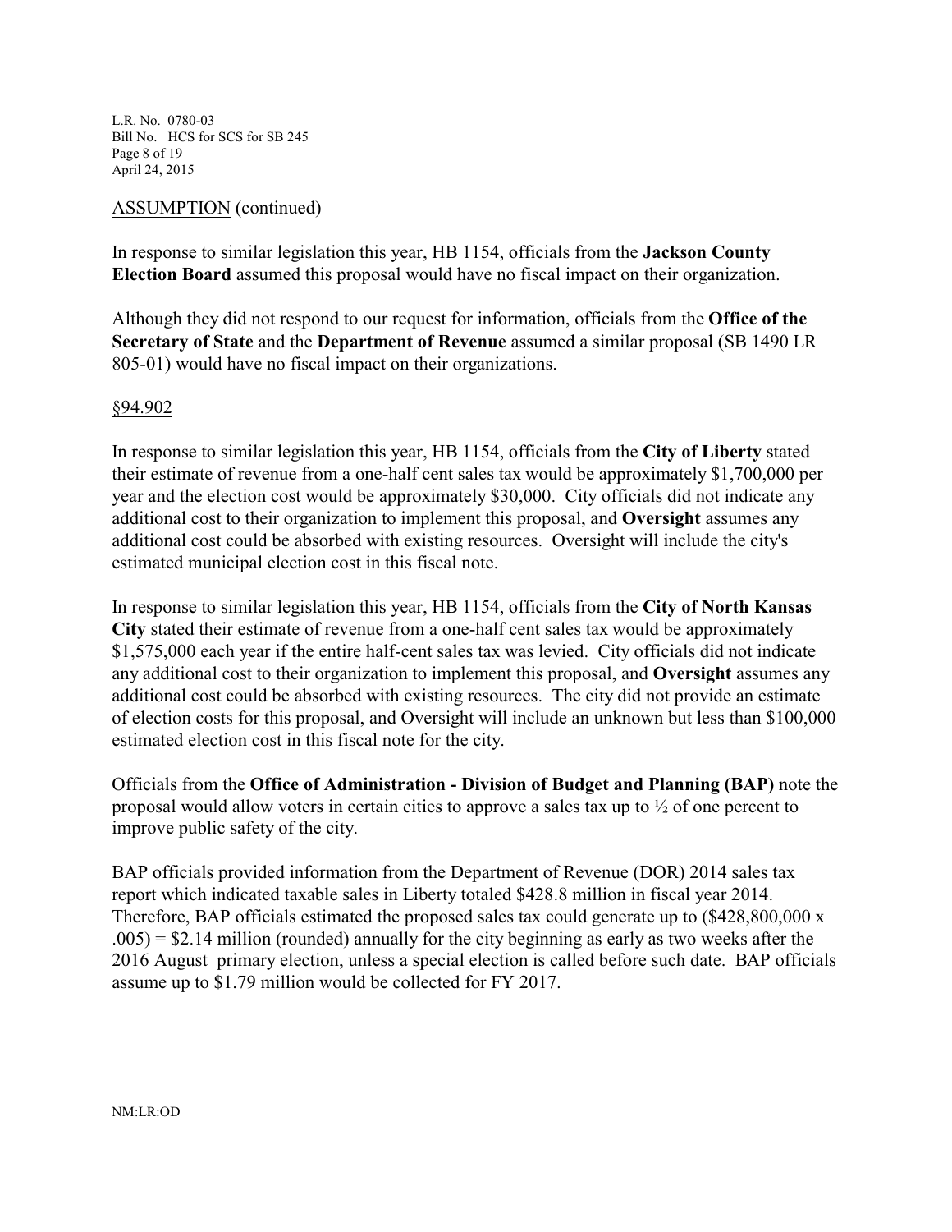ASSUMPTION (continued)

In response to similar legislation this year, HB 1154, officials from the **Jackson County Election Board** assumed this proposal would have no fiscal impact on their organization.

Although they did not respond to our request for information, officials from the **Office of the Secretary of State** and the **Department of Revenue** assumed a similar proposal (SB 1490 LR 805-01) would have no fiscal impact on their organizations.

§94.902

In response to similar legislation this year, HB 1154, officials from the **City of Liberty** stated their estimate of revenue from a one-half cent sales tax would be approximately $1,700,000 per year and the election cost would be approximately $30,000. City officials did not indicate any additional cost to their organization to implement this proposal, and **Oversight** assumes any additional cost could be absorbed with existing resources. Oversight will include the city's estimated municipal election cost in this fiscal note.

In response to similar legislation this year, HB 1154, officials from the **City of North Kansas City** stated their estimate of revenue from a one-half cent sales tax would be approximately $1,575,000 each year if the entire half-cent sales tax was levied. City officials did not indicate any additional cost to their organization to implement this proposal, and **Oversight** assumes any additional cost could be absorbed with existing resources. The city did not provide an estimate of election costs for this proposal, and Oversight will include an unknown but less than $100,000 estimated election cost in this fiscal note for the city.

Officials from the **Office of Administration - Division of Budget and Planning (BAP)** note the proposal would allow voters in certain cities to approve a sales tax up to ½ of one percent to improve public safety of the city.

BAP officials provided information from the Department of Revenue (DOR) 2014 sales tax report which indicated taxable sales in Liberty totaled $428.8 million in fiscal year 2014. Therefore, BAP officials estimated the proposed sales tax could generate up to ($428,800,000 x .005) = $2.14 million (rounded) annually for the city beginning as early as two weeks after the 2016 August primary election, unless a special election is called before such date. BAP officials assume up to $1.79 million would be collected for FY 2017.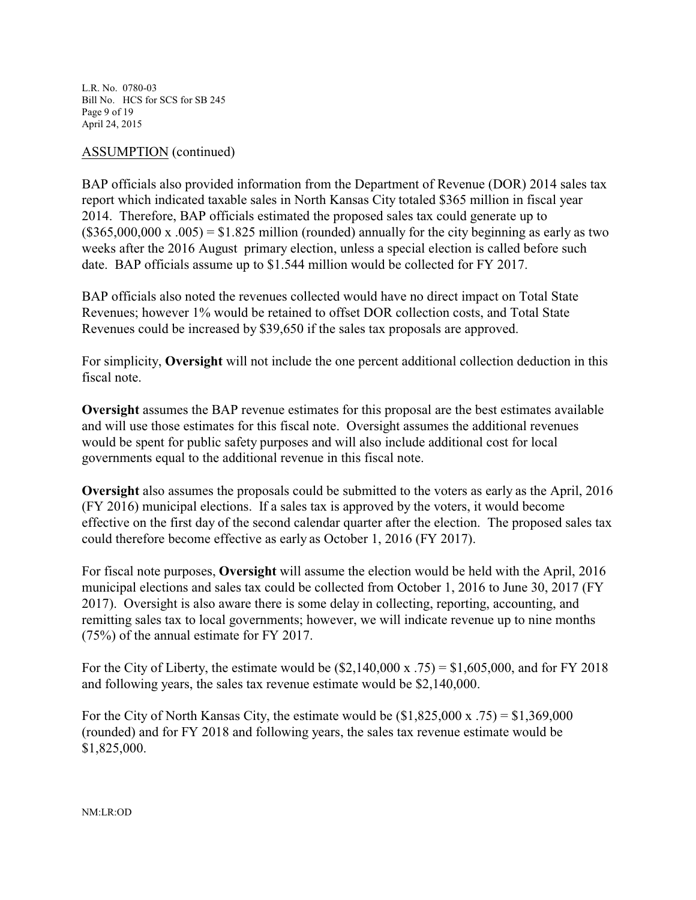ASSUMPTION (continued)

BAP officials also provided information from the Department of Revenue (DOR) 2014 sales tax report which indicated taxable sales in North Kansas City totaled $365 million in fiscal year 2014. Therefore, BAP officials estimated the proposed sales tax could generate up to ($365,000,000 x .005) = $1.825 million (rounded) annually for the city beginning as early as two weeks after the 2016 August primary election, unless a special election is called before such date. BAP officials assume up to $1.544 million would be collected for FY 2017.

BAP officials also noted the revenues collected would have no direct impact on Total State Revenues; however 1% would be retained to offset DOR collection costs, and Total State Revenues could be increased by $39,650 if the sales tax proposals are approved.

For simplicity, **Oversight** will not include the one percent additional collection deduction in this fiscal note.

**Oversight** assumes the BAP revenue estimates for this proposal are the best estimates available and will use those estimates for this fiscal note. Oversight assumes the additional revenues would be spent for public safety purposes and will also include additional cost for local governments equal to the additional revenue in this fiscal note.

**Oversight** also assumes the proposals could be submitted to the voters as early as the April, 2016 (FY 2016) municipal elections. If a sales tax is approved by the voters, it would become effective on the first day of the second calendar quarter after the election. The proposed sales tax could therefore become effective as early as October 1, 2016 (FY 2017).

For fiscal note purposes, **Oversight** will assume the election would be held with the April, 2016 municipal elections and sales tax could be collected from October 1, 2016 to June 30, 2017 (FY 2017). Oversight is also aware there is some delay in collecting, reporting, accounting, and remitting sales tax to local governments; however, we will indicate revenue up to nine months (75%) of the annual estimate for FY 2017.

For the City of Liberty, the estimate would be ($2,140,000 x .75) = $1,605,000, and for FY 2018 and following years, the sales tax revenue estimate would be $2,140,000.

For the City of North Kansas City, the estimate would be ($1,825,000 x .75) = $1,369,000 (rounded) and for FY 2018 and following years, the sales tax revenue estimate would be $1,825,000.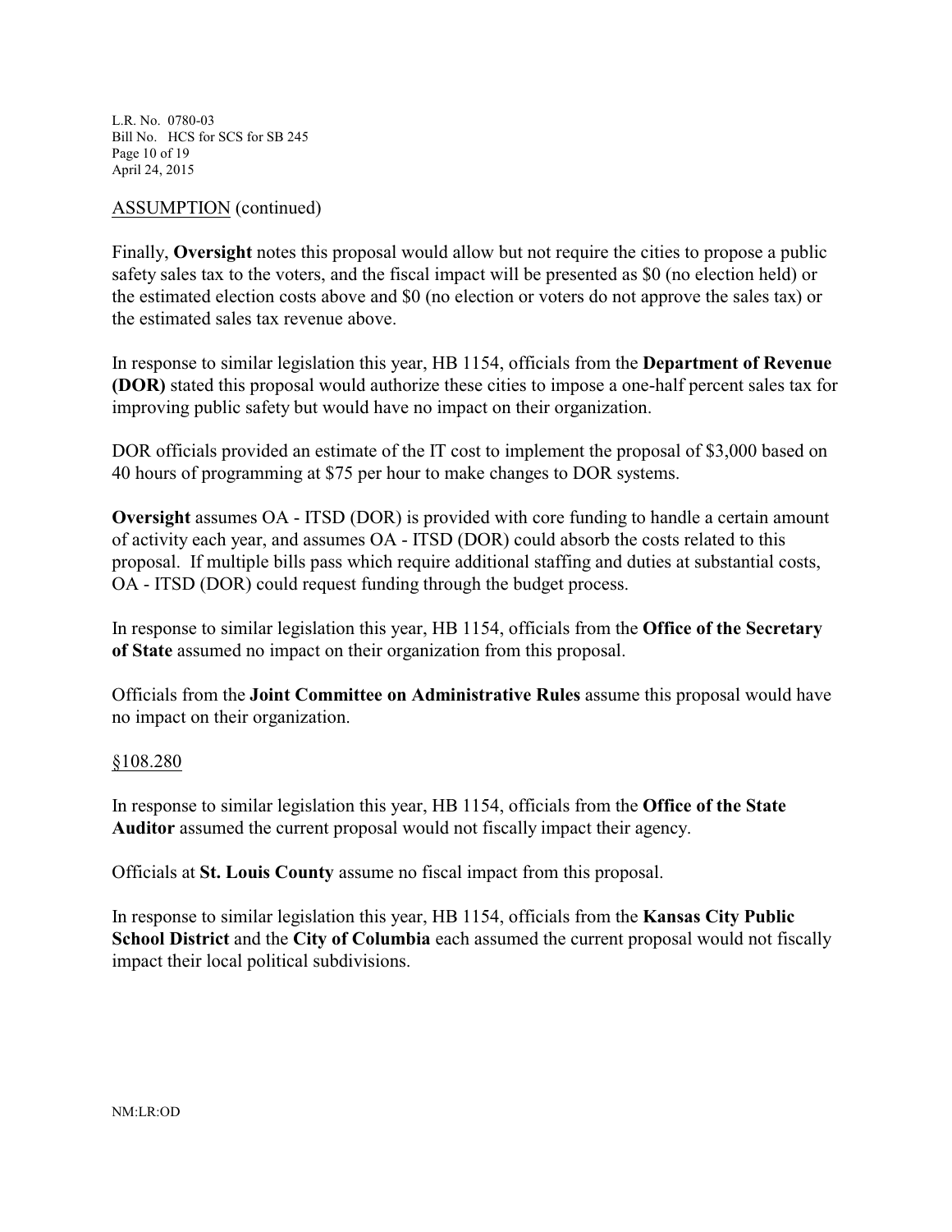ASSUMPTION (continued)

Finally, **Oversight** notes this proposal would allow but not require the cities to propose a public safety sales tax to the voters, and the fiscal impact will be presented as $0 (no election held) or the estimated election costs above and $0 (no election or voters do not approve the sales tax) or the estimated sales tax revenue above.

In response to similar legislation this year, HB 1154, officials from the **Department of Revenue (DOR)** stated this proposal would authorize these cities to impose a one-half percent sales tax for improving public safety but would have no impact on their organization.

DOR officials provided an estimate of the IT cost to implement the proposal of $3,000 based on 40 hours of programming at $75 per hour to make changes to DOR systems.

**Oversight** assumes OA - ITSD (DOR) is provided with core funding to handle a certain amount of activity each year, and assumes OA - ITSD (DOR) could absorb the costs related to this proposal. If multiple bills pass which require additional staffing and duties at substantial costs, OA - ITSD (DOR) could request funding through the budget process.

In response to similar legislation this year, HB 1154, officials from the **Office of the Secretary of State** assumed no impact on their organization from this proposal.

Officials from the **Joint Committee on Administrative Rules** assume this proposal would have no impact on their organization.

§108.280

In response to similar legislation this year, HB 1154, officials from the **Office of the State Auditor** assumed the current proposal would not fiscally impact their agency.

Officials at **St. Louis County** assume no fiscal impact from this proposal.

In response to similar legislation this year, HB 1154, officials from the **Kansas City Public School District** and the **City of Columbia** each assumed the current proposal would not fiscally impact their local political subdivisions.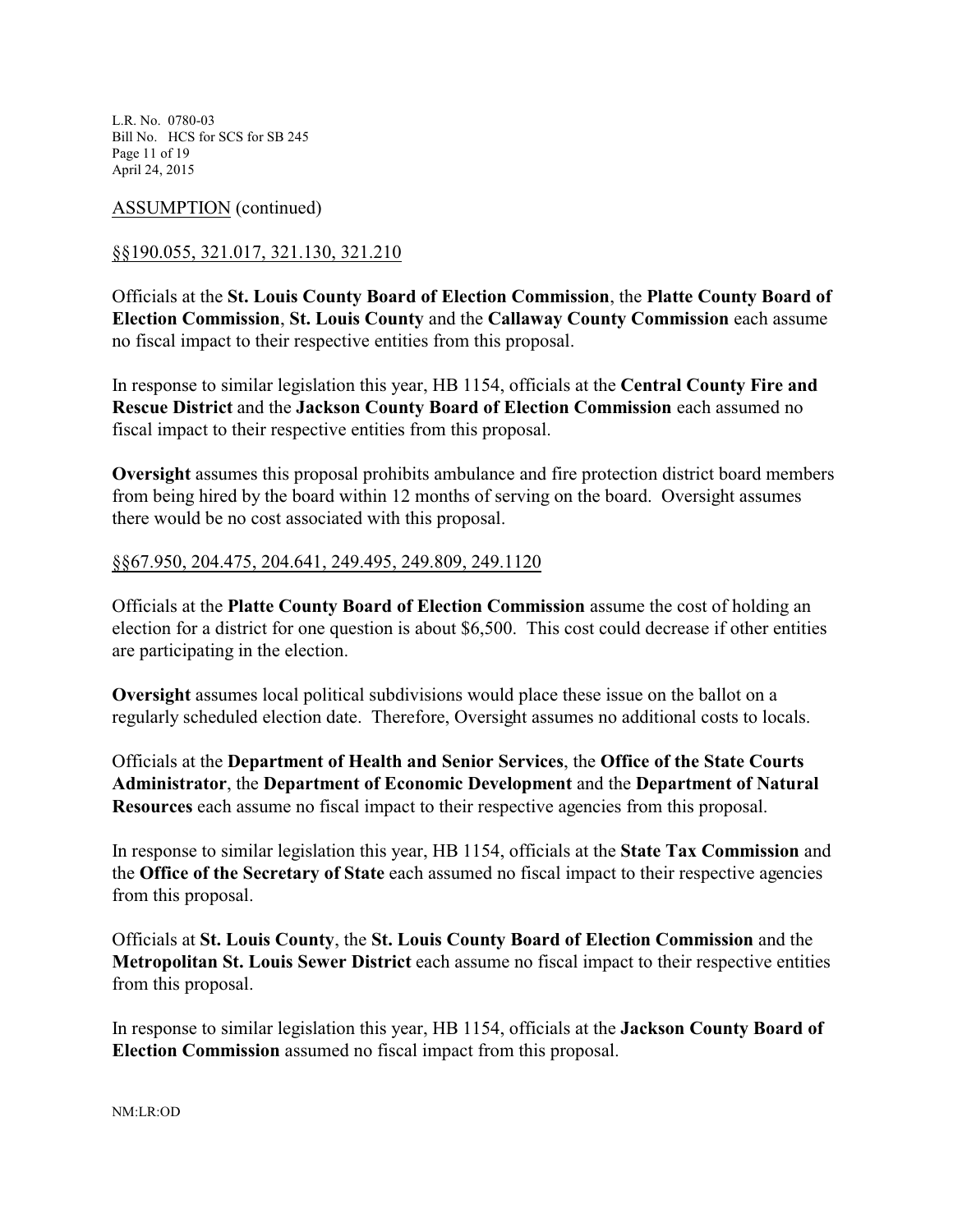ASSUMPTION (continued)

§§190.055, 321.017, 321.130, 321.210

Officials at the **St. Louis County Board of Election Commission**, the **Platte County Board of Election Commission**, **St. Louis County** and the **Callaway County Commission** each assume no fiscal impact to their respective entities from this proposal.

In response to similar legislation this year, HB 1154, officials at the **Central County Fire and Rescue District** and the **Jackson County Board of Election Commission** each assumed no fiscal impact to their respective entities from this proposal.

**Oversight** assumes this proposal prohibits ambulance and fire protection district board members from being hired by the board within 12 months of serving on the board. Oversight assumes there would be no cost associated with this proposal.

§§67.950, 204.475, 204.641, 249.495, 249.809, 249.1120

Officials at the **Platte County Board of Election Commission** assume the cost of holding an election for a district for one question is about $6,500. This cost could decrease if other entities are participating in the election.

**Oversight** assumes local political subdivisions would place these issue on the ballot on a regularly scheduled election date. Therefore, Oversight assumes no additional costs to locals.

Officials at the **Department of Health and Senior Services**, the **Office of the State Courts Administrator**, the **Department of Economic Development** and the **Department of Natural Resources** each assume no fiscal impact to their respective agencies from this proposal.

In response to similar legislation this year, HB 1154, officials at the **State Tax Commission** and the **Office of the Secretary of State** each assumed no fiscal impact to their respective agencies from this proposal.

Officials at **St. Louis County**, the **St. Louis County Board of Election Commission** and the **Metropolitan St. Louis Sewer District** each assume no fiscal impact to their respective entities from this proposal.

In response to similar legislation this year, HB 1154, officials at the **Jackson County Board of Election Commission** assumed no fiscal impact from this proposal.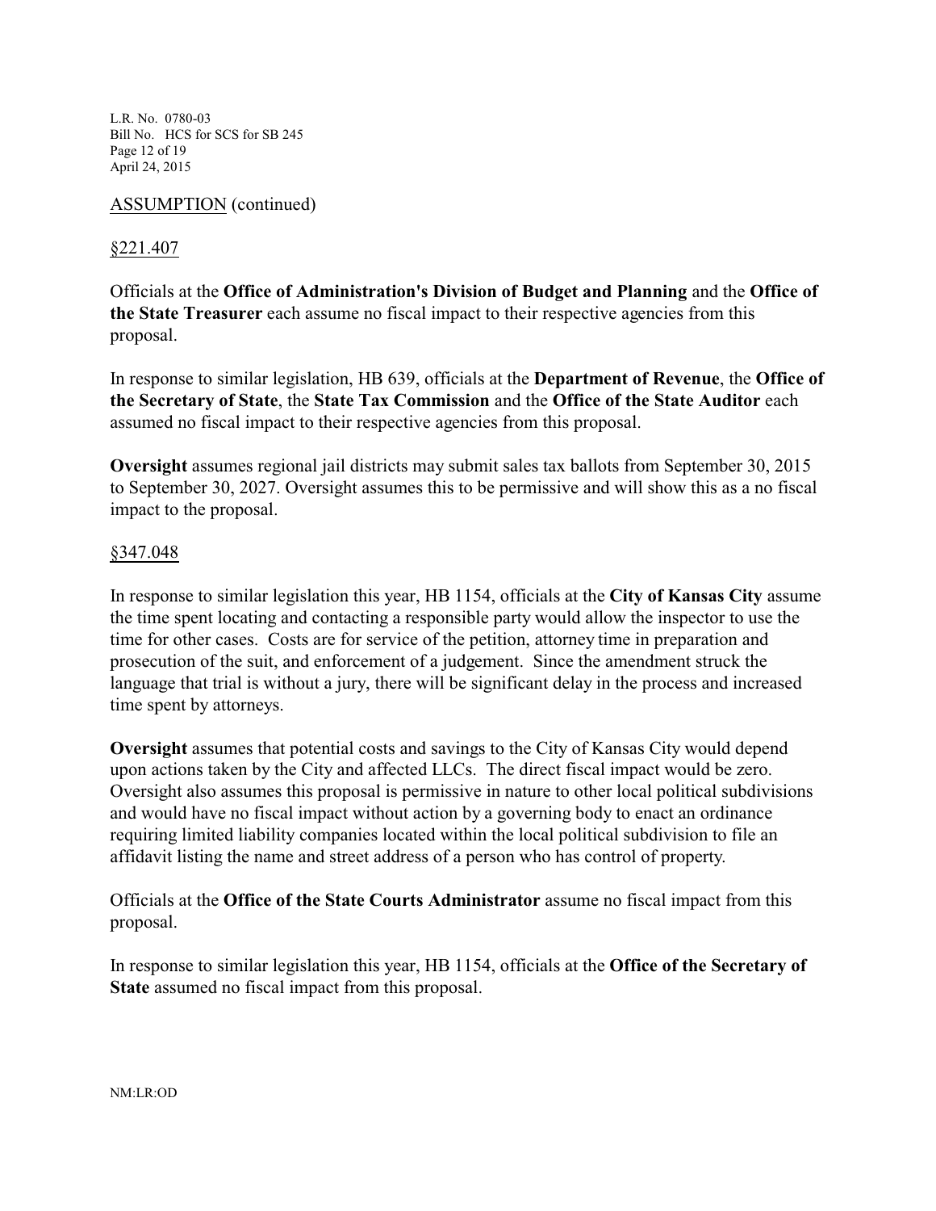ASSUMPTION (continued)

§221.407

Officials at the **Office of Administration's Division of Budget and Planning** and the **Office of the State Treasurer** each assume no fiscal impact to their respective agencies from this proposal.

In response to similar legislation, HB 639, officials at the **Department of Revenue**, the **Office of the Secretary of State**, the **State Tax Commission** and the **Office of the State Auditor** each assumed no fiscal impact to their respective agencies from this proposal.

**Oversight** assumes regional jail districts may submit sales tax ballots from September 30, 2015 to September 30, 2027. Oversight assumes this to be permissive and will show this as a no fiscal impact to the proposal.

§347.048

In response to similar legislation this year, HB 1154, officials at the **City of Kansas City** assume the time spent locating and contacting a responsible party would allow the inspector to use the time for other cases. Costs are for service of the petition, attorney time in preparation and prosecution of the suit, and enforcement of a judgement. Since the amendment struck the language that trial is without a jury, there will be significant delay in the process and increased time spent by attorneys.

**Oversight** assumes that potential costs and savings to the City of Kansas City would depend upon actions taken by the City and affected LLCs. The direct fiscal impact would be zero. Oversight also assumes this proposal is permissive in nature to other local political subdivisions and would have no fiscal impact without action by a governing body to enact an ordinance requiring limited liability companies located within the local political subdivision to file an affidavit listing the name and street address of a person who has control of property.

Officials at the **Office of the State Courts Administrator** assume no fiscal impact from this proposal.

In response to similar legislation this year, HB 1154, officials at the **Office of the Secretary of State** assumed no fiscal impact from this proposal.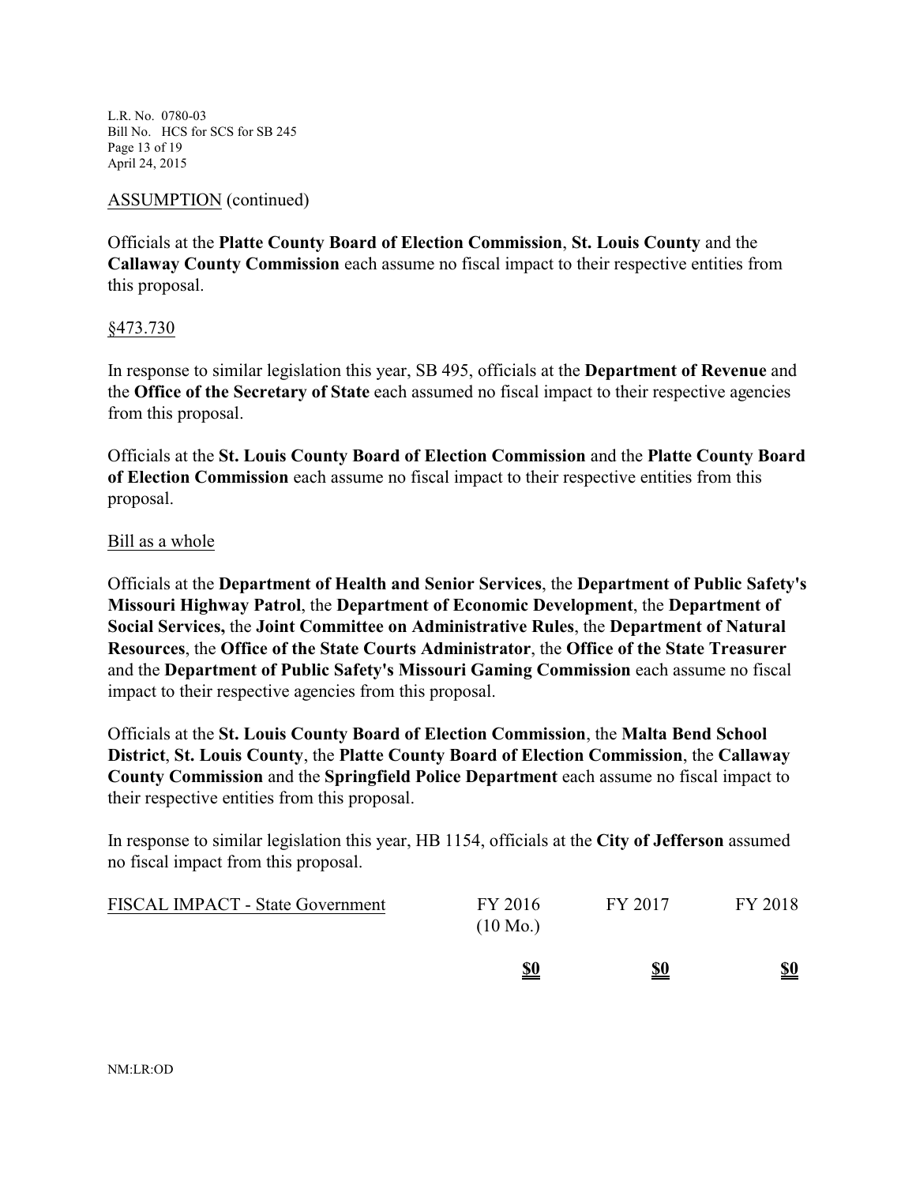ASSUMPTION (continued)

Officials at the **Platte County Board of Election Commission**, **St. Louis County** and the **Callaway County Commission** each assume no fiscal impact to their respective entities from this proposal.

§473.730

In response to similar legislation this year, SB 495, officials at the **Department of Revenue** and the **Office of the Secretary of State** each assumed no fiscal impact to their respective agencies from this proposal.

Officials at the **St. Louis County Board of Election Commission** and the **Platte County Board of Election Commission** each assume no fiscal impact to their respective entities from this proposal.

Bill as a whole

Officials at the **Department of Health and Senior Services**, the **Department of Public Safety's Missouri Highway Patrol**, the **Department of Economic Development**, the **Department of Social Services,** the **Joint Committee on Administrative Rules**, the **Department of Natural Resources**, the **Office of the State Courts Administrator**, the **Office of the State Treasurer** and the **Department of Public Safety's Missouri Gaming Commission** each assume no fiscal impact to their respective agencies from this proposal.

Officials at the **St. Louis County Board of Election Commission**, the **Malta Bend School District**, **St. Louis County**, the **Platte County Board of Election Commission**, the **Callaway County Commission** and the **Springfield Police Department** each assume no fiscal impact to their respective entities from this proposal.

In response to similar legislation this year, HB 1154, officials at the **City of Jefferson** assumed no fiscal impact from this proposal.

| FISCAL IMPACT - State Government | FY 2016 (10 Mo.) | FY 2017 | FY 2018 |
|---|---|---|---|
| | **$0** | **$0** | **$0** |

NM:LR:OD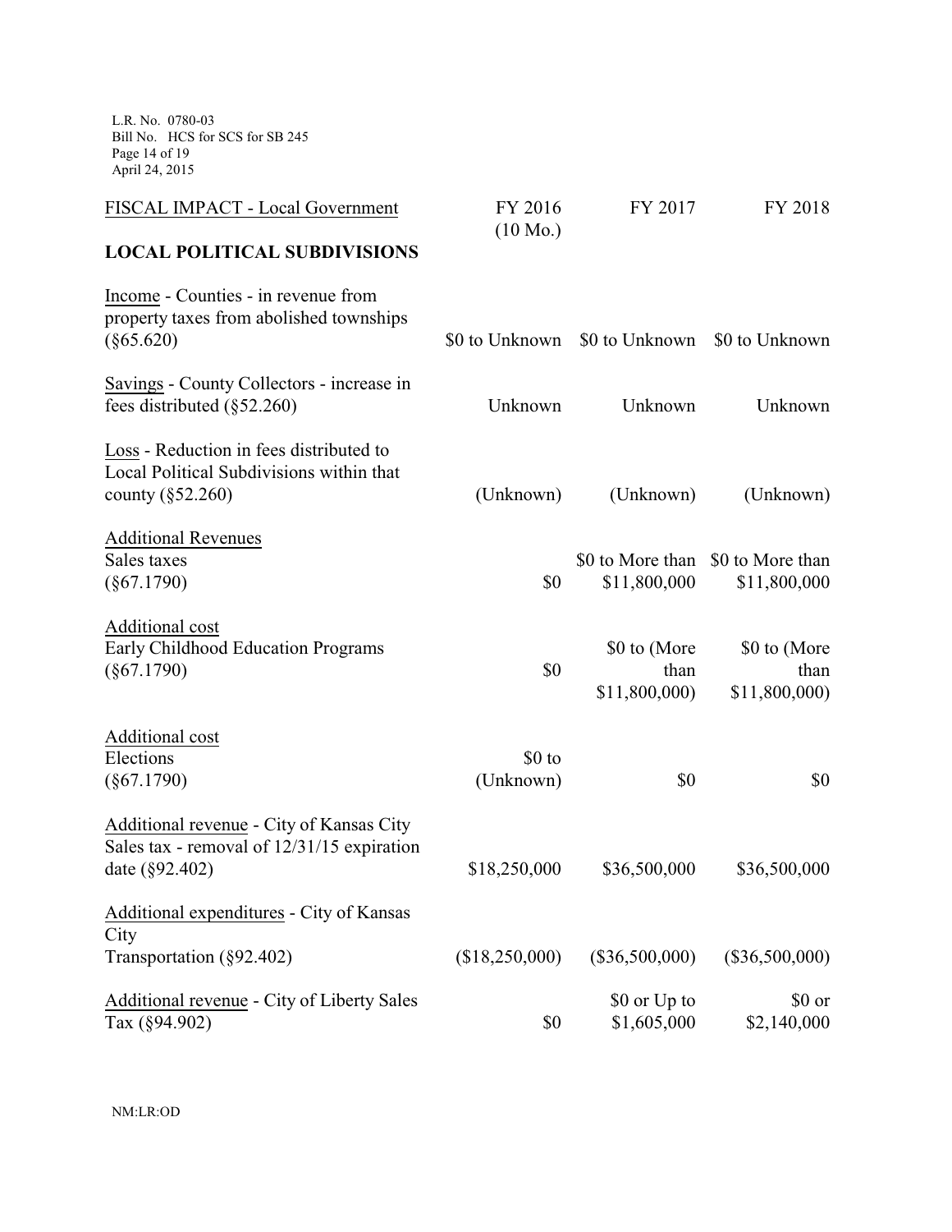| FISCAL IMPACT - Local Government | FY 2016 (10 Mo.) | FY 2017 | FY 2018 |
|---|---|---|---|
| **LOCAL POLITICAL SUBDIVISIONS** | | | |
| Income - Counties - in revenue from property taxes from abolished townships (§65.620) | \$0 to Unknown | \$0 to Unknown | \$0 to Unknown |
| Savings - County Collectors - increase in fees distributed (§52.260) | Unknown | Unknown | Unknown |
| Loss - Reduction in fees distributed to Local Political Subdivisions within that county (§52.260) | (Unknown) | (Unknown) | (Unknown) |
| Additional Revenues Sales taxes (§67.1790) | \$0 | \$0 to More than \$11,800,000 | \$0 to More than \$11,800,000 |
| Additional cost Early Childhood Education Programs (§67.1790) | \$0 | \$0 to (More than \$11,800,000) | \$0 to (More than \$11,800,000) |
| Additional cost Elections (§67.1790) | \$0 to (Unknown) | \$0 | \$0 |
| Additional revenue - City of Kansas City Sales tax - removal of 12/31/15 expiration date (§92.402) | \$18,250,000 | \$36,500,000 | \$36,500,000 |
| Additional expenditures - City of Kansas City Transportation (§92.402) | (\$18,250,000) | (\$36,500,000) | (\$36,500,000) |
| Additional revenue - City of Liberty Sales Tax (§94.902) | \$0 | \$0 or Up to \$1,605,000 | \$0 or \$2,140,000 |

NM:LR:OD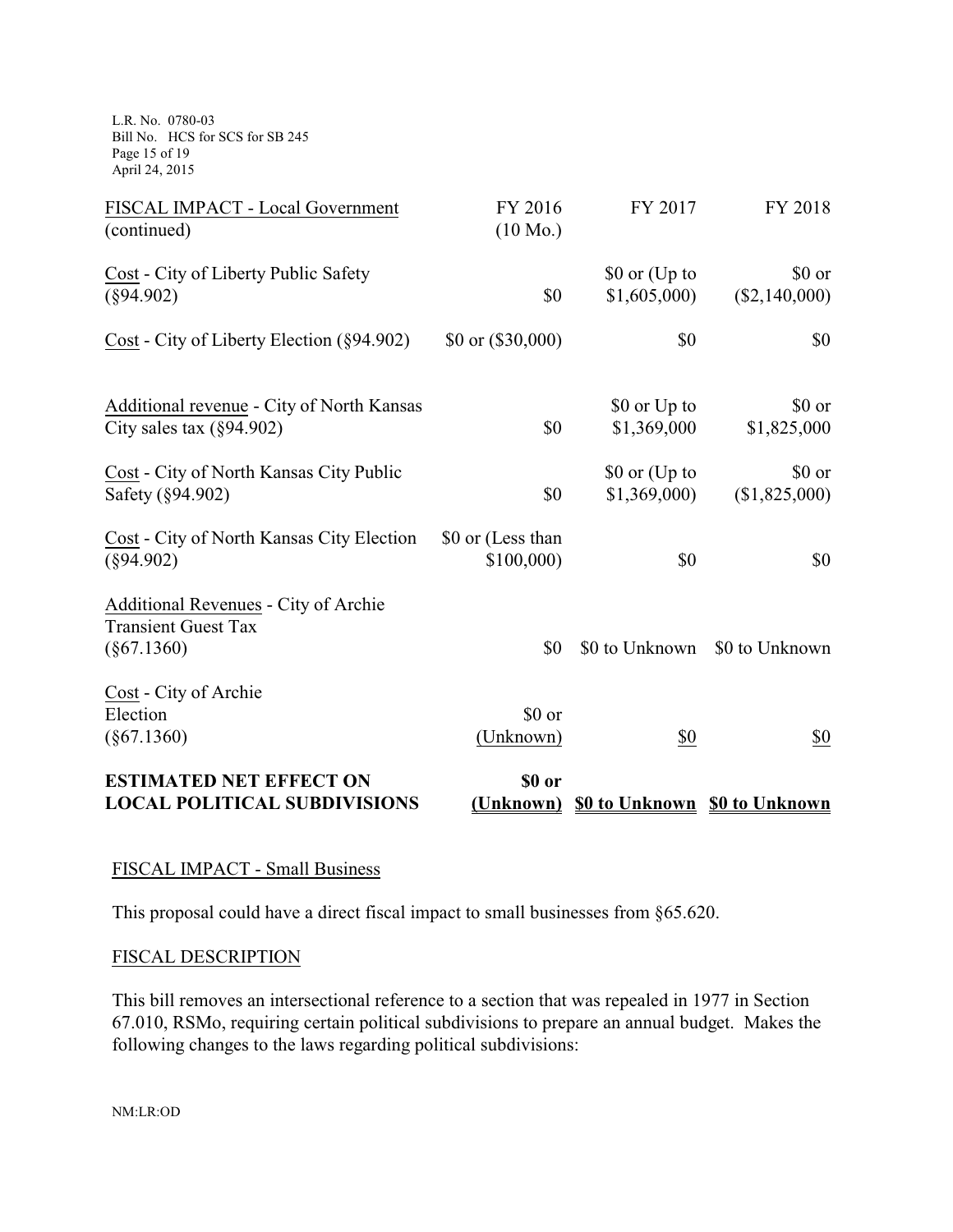| FISCAL IMPACT - Local Government (continued) | FY 2016 (10 Mo.) | FY 2017 | FY 2018 |
|---|---|---|---|
| Cost - City of Liberty Public Safety (§94.902) | $0 | $0 or (Up to $1,605,000) | $0 or ($2,140,000) |
| Cost - City of Liberty Election (§94.902) | $0 or ($30,000) | $0 | $0 |
| Additional revenue - City of North Kansas City sales tax (§94.902) | $0 | $0 or Up to $1,369,000 | $0 or $1,825,000 |
| Cost - City of North Kansas City Public Safety (§94.902) | $0 | $0 or (Up to $1,369,000) | $0 or ($1,825,000) |
| Cost - City of North Kansas City Election (§94.902) | $0 or (Less than $100,000) | $0 | $0 |
| Additional Revenues - City of Archie Transient Guest Tax (§67.1360) | $0 | $0 to Unknown | $0 to Unknown |
| Cost - City of Archie Election (§67.1360) | $0 or (Unknown) | $0 | $0 |
| **ESTIMATED NET EFFECT ON LOCAL POLITICAL SUBDIVISIONS** | **$0 or (Unknown)** | **$0 to Unknown** | **$0 to Unknown** |

## FISCAL IMPACT - Small Business

This proposal could have a direct fiscal impact to small businesses from §65.620.

## FISCAL DESCRIPTION

This bill removes an intersectional reference to a section that was repealed in 1977 in Section 67.010, RSMo, requiring certain political subdivisions to prepare an annual budget. Makes the following changes to the laws regarding political subdivisions: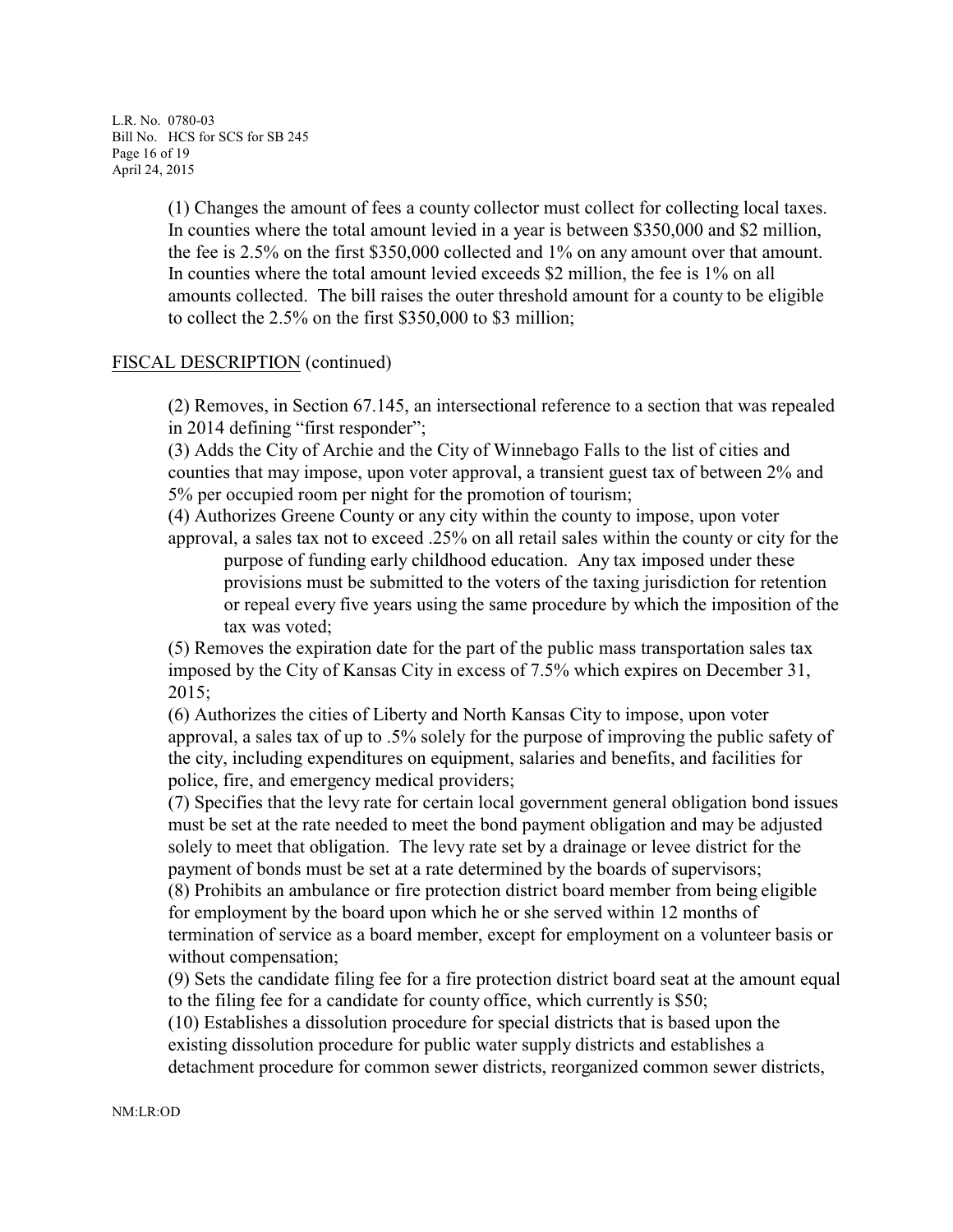(1) Changes the amount of fees a county collector must collect for collecting local taxes. In counties where the total amount levied in a year is between $350,000 and $2 million, the fee is 2.5% on the first $350,000 collected and 1% on any amount over that amount. In counties where the total amount levied exceeds $2 million, the fee is 1% on all amounts collected. The bill raises the outer threshold amount for a county to be eligible to collect the 2.5% on the first $350,000 to $3 million;

FISCAL DESCRIPTION (continued)

(2) Removes, in Section 67.145, an intersectional reference to a section that was repealed in 2014 defining "first responder";

(3) Adds the City of Archie and the City of Winnebago Falls to the list of cities and counties that may impose, upon voter approval, a transient guest tax of between 2% and 5% per occupied room per night for the promotion of tourism;

(4) Authorizes Greene County or any city within the county to impose, upon voter approval, a sales tax not to exceed .25% on all retail sales within the county or city for the purpose of funding early childhood education. Any tax imposed under these provisions must be submitted to the voters of the taxing jurisdiction for retention or repeal every five years using the same procedure by which the imposition of the tax was voted;

(5) Removes the expiration date for the part of the public mass transportation sales tax imposed by the City of Kansas City in excess of 7.5% which expires on December 31, 2015;

(6) Authorizes the cities of Liberty and North Kansas City to impose, upon voter approval, a sales tax of up to .5% solely for the purpose of improving the public safety of the city, including expenditures on equipment, salaries and benefits, and facilities for police, fire, and emergency medical providers;

(7) Specifies that the levy rate for certain local government general obligation bond issues must be set at the rate needed to meet the bond payment obligation and may be adjusted solely to meet that obligation. The levy rate set by a drainage or levee district for the payment of bonds must be set at a rate determined by the boards of supervisors;

(8) Prohibits an ambulance or fire protection district board member from being eligible for employment by the board upon which he or she served within 12 months of termination of service as a board member, except for employment on a volunteer basis or without compensation;

(9) Sets the candidate filing fee for a fire protection district board seat at the amount equal to the filing fee for a candidate for county office, which currently is $50;

(10) Establishes a dissolution procedure for special districts that is based upon the existing dissolution procedure for public water supply districts and establishes a detachment procedure for common sewer districts, reorganized common sewer districts,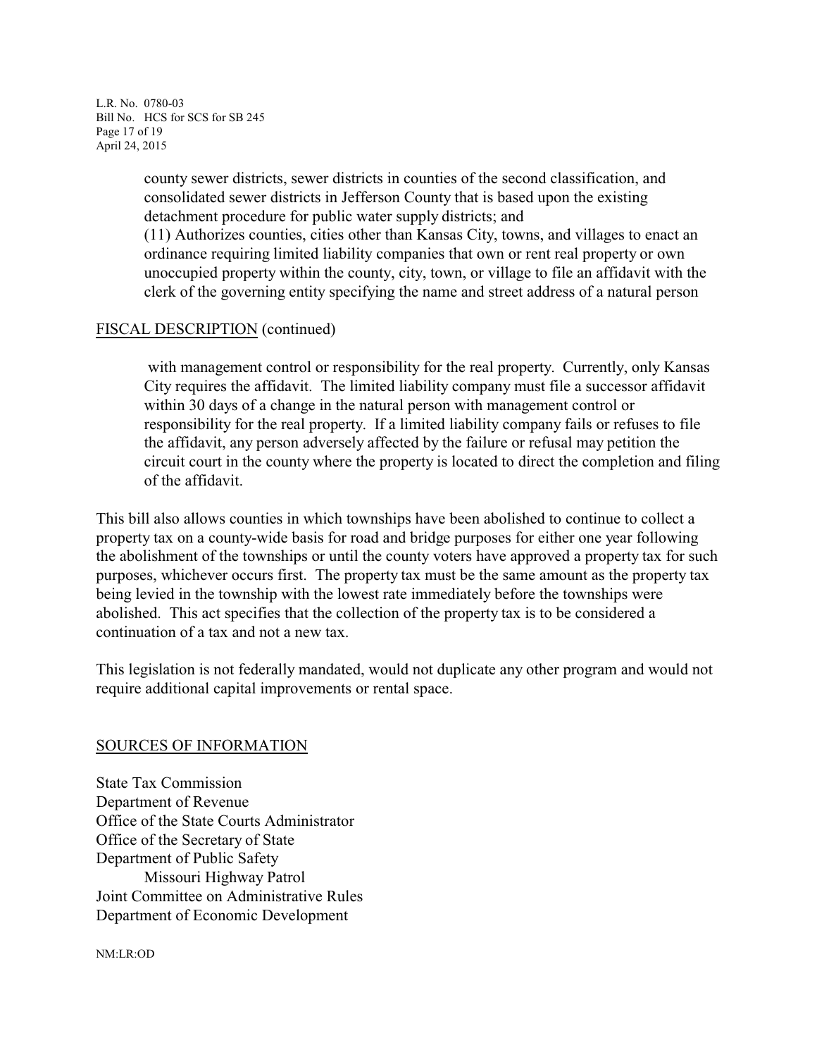county sewer districts, sewer districts in counties of the second classification, and consolidated sewer districts in Jefferson County that is based upon the existing detachment procedure for public water supply districts; and

(11) Authorizes counties, cities other than Kansas City, towns, and villages to enact an ordinance requiring limited liability companies that own or rent real property or own unoccupied property within the county, city, town, or village to file an affidavit with the clerk of the governing entity specifying the name and street address of a natural person

FISCAL DESCRIPTION (continued)

with management control or responsibility for the real property. Currently, only Kansas City requires the affidavit. The limited liability company must file a successor affidavit within 30 days of a change in the natural person with management control or responsibility for the real property. If a limited liability company fails or refuses to file the affidavit, any person adversely affected by the failure or refusal may petition the circuit court in the county where the property is located to direct the completion and filing of the affidavit.

This bill also allows counties in which townships have been abolished to continue to collect a property tax on a county-wide basis for road and bridge purposes for either one year following the abolishment of the townships or until the county voters have approved a property tax for such purposes, whichever occurs first. The property tax must be the same amount as the property tax being levied in the township with the lowest rate immediately before the townships were abolished. This act specifies that the collection of the property tax is to be considered a continuation of a tax and not a new tax.

This legislation is not federally mandated, would not duplicate any other program and would not require additional capital improvements or rental space.

SOURCES OF INFORMATION

State Tax Commission
Department of Revenue
Office of the State Courts Administrator
Office of the Secretary of State
Department of Public Safety
  Missouri Highway Patrol
Joint Committee on Administrative Rules
Department of Economic Development

NM:LR:OD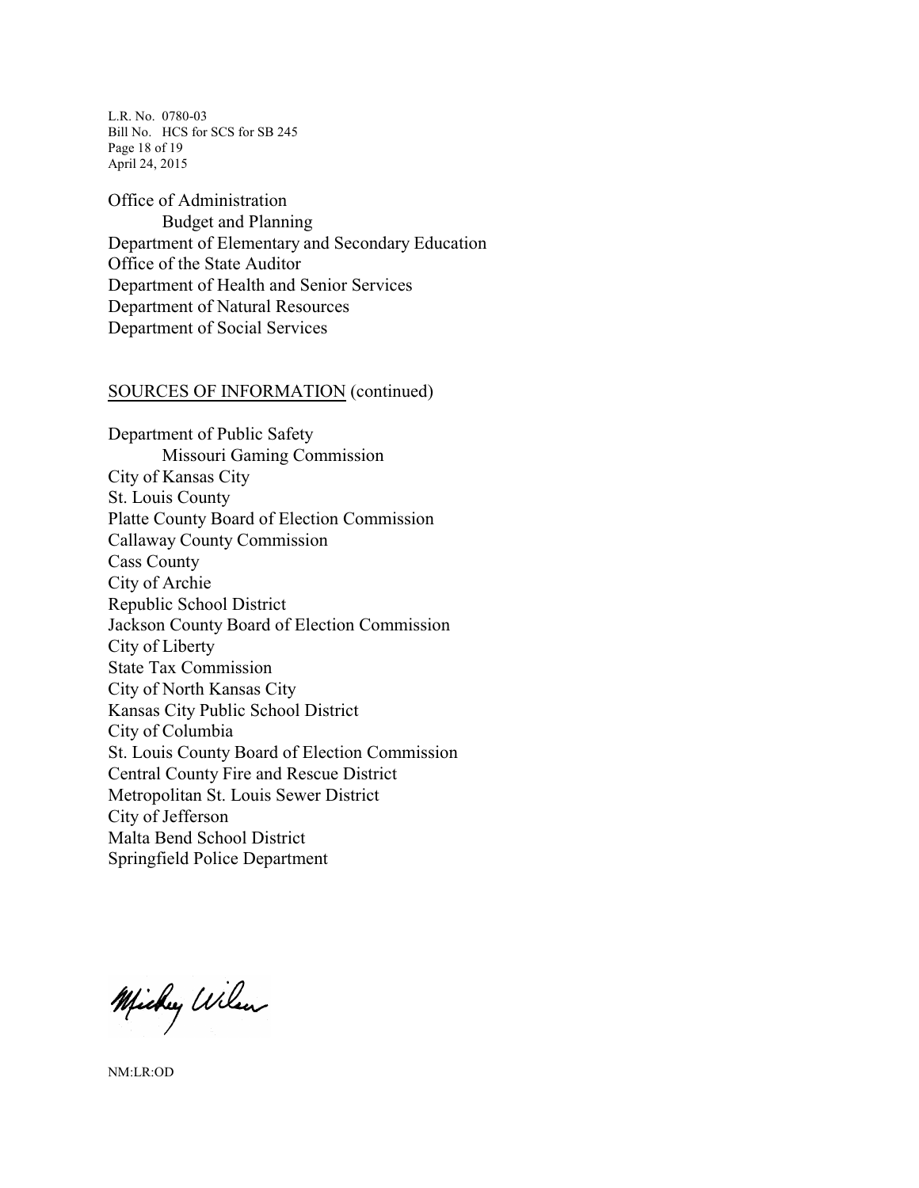Office of Administration
  Budget and Planning
Department of Elementary and Secondary Education
Office of the State Auditor
Department of Health and Senior Services
Department of Natural Resources
Department of Social Services

SOURCES OF INFORMATION (continued)

Department of Public Safety
  Missouri Gaming Commission
City of Kansas City
St. Louis County
Platte County Board of Election Commission
Callaway County Commission
Cass County
City of Archie
Republic School District
Jackson County Board of Election Commission
City of Liberty
State Tax Commission
City of North Kansas City
Kansas City Public School District
City of Columbia
St. Louis County Board of Election Commission
Central County Fire and Rescue District
Metropolitan St. Louis Sewer District
City of Jefferson
Malta Bend School District
Springfield Police Department

Mickey Wilson

NM:LR:OD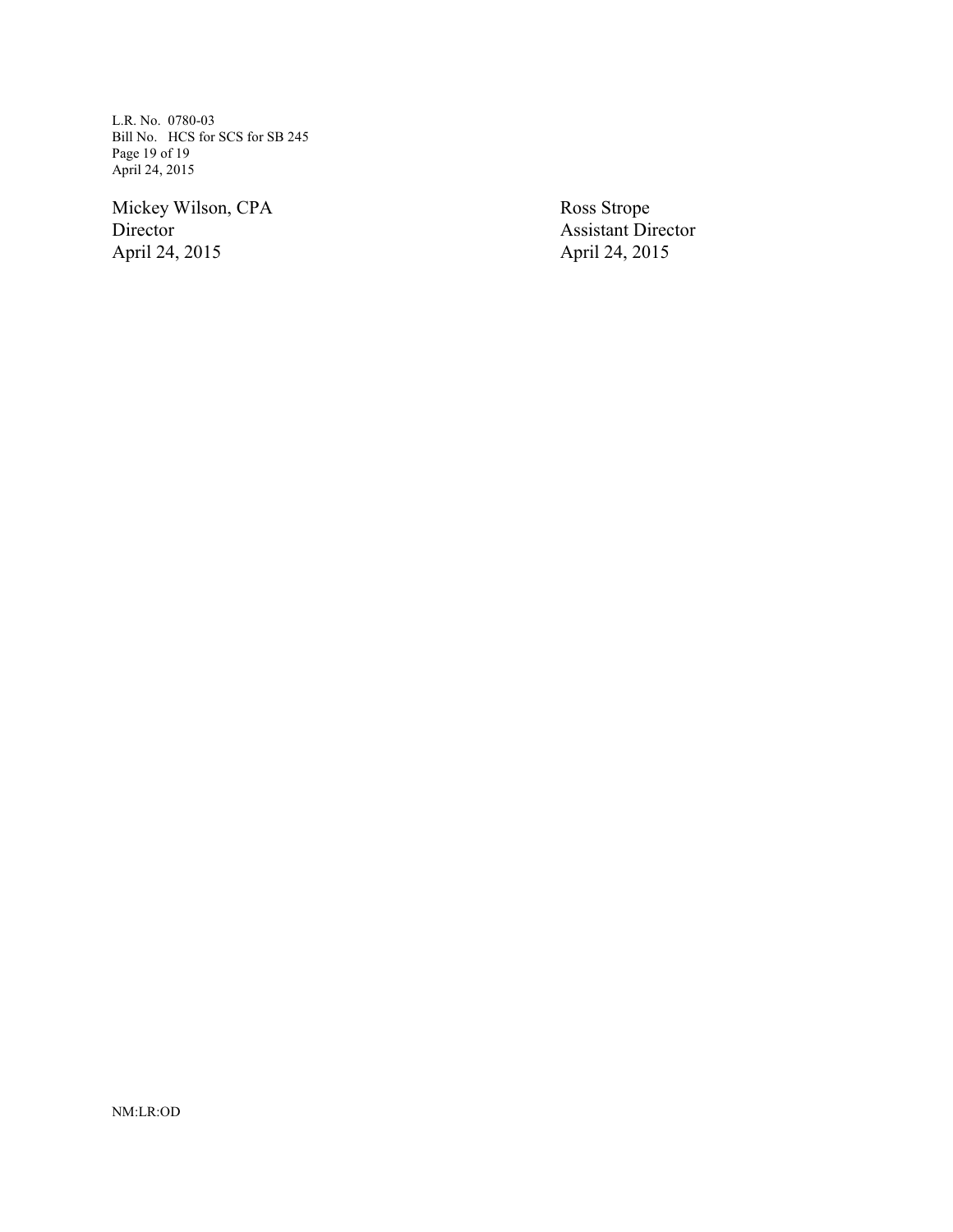Mickey Wilson, CPA
Director
April 24, 2015

Ross Strope
Assistant Director
April 24, 2015

NM:LR:OD